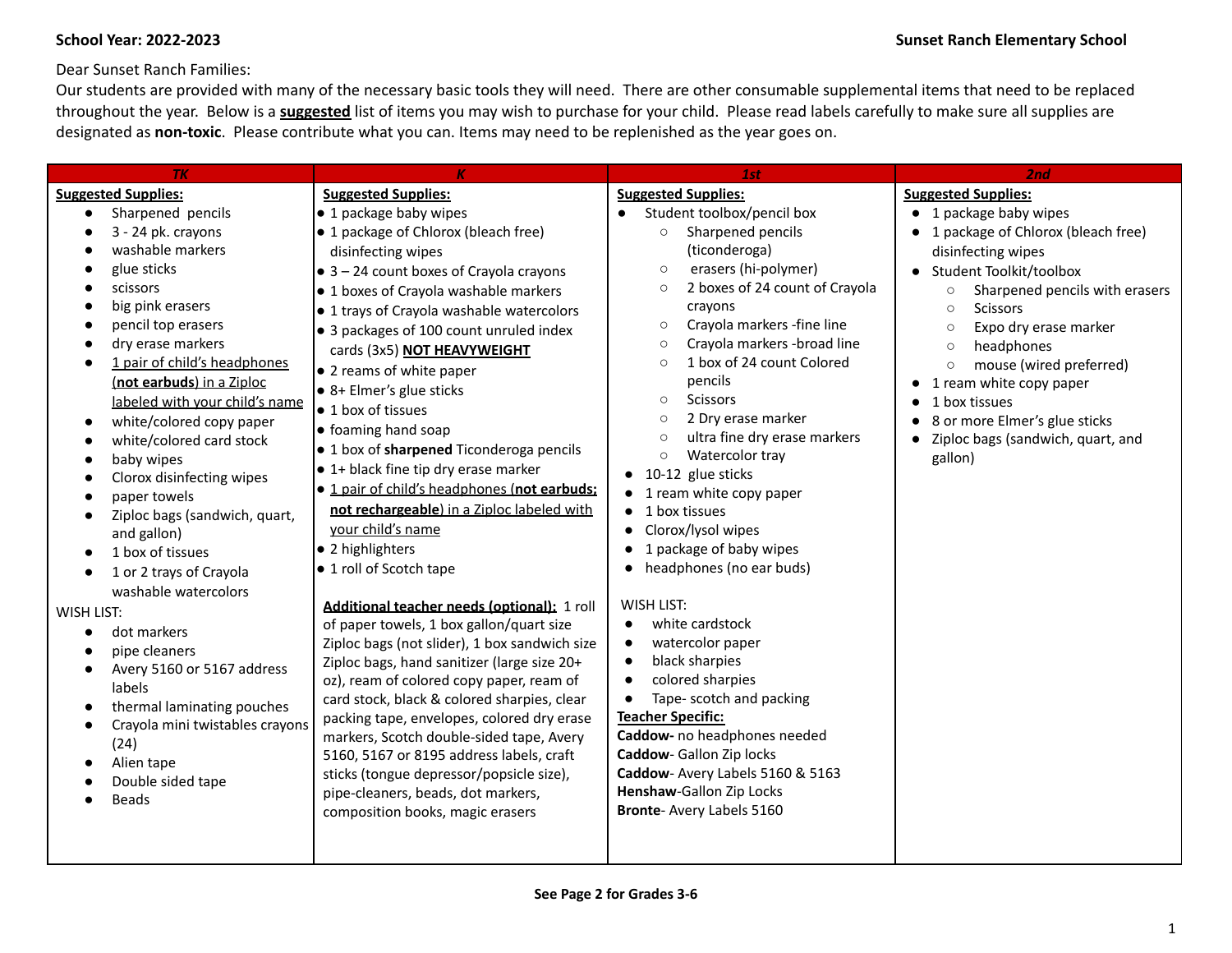**School Year: 2022-2023** **Sunset Ranch Elementary School**

Dear Sunset Ranch Families:
Our students are provided with many of the necessary basic tools they will need. There are other consumable supplemental items that need to be replaced throughout the year. Below is a **suggested** list of items you may wish to purchase for your child. Please read labels carefully to make sure all supplies are designated as **non-toxic**. Please contribute what you can. Items may need to be replenished as the year goes on.

## TK

**Suggested Supplies:**

- Sharpened pencils
- 3 - 24 pk. crayons
- washable markers
- glue sticks
- scissors
- big pink erasers
- pencil top erasers
- dry erase markers
- 1 pair of child's headphones (**not earbuds**) in a Ziploc labeled with your child's name
- white/colored copy paper
- white/colored card stock
- baby wipes
- Clorox disinfecting wipes
- paper towels
- Ziploc bags (sandwich, quart, and gallon)
- 1 box of tissues
- 1 or 2 trays of Crayola washable watercolors

WISH LIST:

- dot markers
- pipe cleaners
- Avery 5160 or 5167 address labels
- thermal laminating pouches
- Crayola mini twistables crayons (24)
- Alien tape
- Double sided tape
- Beads

## K

**Suggested Supplies:**

- 1 package baby wipes
- 1 package of Chlorox (bleach free) disinfecting wipes
- 3 – 24 count boxes of Crayola crayons
- 1 boxes of Crayola washable markers
- 1 trays of Crayola washable watercolors
- 3 packages of 100 count unruled index cards (3x5) **NOT HEAVYWEIGHT**
- 2 reams of white paper
- 8+ Elmer's glue sticks
- 1 box of tissues
- foaming hand soap
- 1 box of **sharpened** Ticonderoga pencils
- 1+ black fine tip dry erase marker
- 1 pair of child's headphones (**not earbuds; not rechargeable**) in a Ziploc labeled with your child's name
- 2 highlighters
- 1 roll of Scotch tape

**Additional teacher needs (optional):** 1 roll of paper towels, 1 box gallon/quart size Ziploc bags (not slider), 1 box sandwich size Ziploc bags, hand sanitizer (large size 20+ oz), ream of colored copy paper, ream of card stock, black & colored sharpies, clear packing tape, envelopes, colored dry erase markers, Scotch double-sided tape, Avery 5160, 5167 or 8195 address labels, craft sticks (tongue depressor/popsicle size), pipe-cleaners, beads, dot markers, composition books, magic erasers

## 1st

**Suggested Supplies:**

- Student toolbox/pencil box
  - Sharpened pencils (ticonderoga)
  - erasers (hi-polymer)
  - 2 boxes of 24 count of Crayola crayons
  - Crayola markers -fine line
  - Crayola markers -broad line
  - 1 box of 24 count Colored pencils
  - Scissors
  - 2 Dry erase marker
  - ultra fine dry erase markers
  - Watercolor tray
- 10-12 glue sticks
- 1 ream white copy paper
- 1 box tissues
- Clorox/lysol wipes
- 1 package of baby wipes
- headphones (no ear buds)

WISH LIST:

- white cardstock
- watercolor paper
- black sharpies
- colored sharpies
- Tape- scotch and packing

**Teacher Specific:**
**Caddow-** no headphones needed
**Caddow**- Gallon Zip locks
**Caddow**- Avery Labels 5160 & 5163
**Henshaw**-Gallon Zip Locks
**Bronte**- Avery Labels 5160

## 2nd

**Suggested Supplies:**

- 1 package baby wipes
- 1 package of Chlorox (bleach free) disinfecting wipes
- Student Toolkit/toolbox
  - Sharpened pencils with erasers
  - Scissors
  - Expo dry erase marker
  - headphones
  - mouse (wired preferred)
- 1 ream white copy paper
- 1 box tissues
- 8 or more Elmer's glue sticks
- Ziploc bags (sandwich, quart, and gallon)

**See Page 2 for Grades 3-6**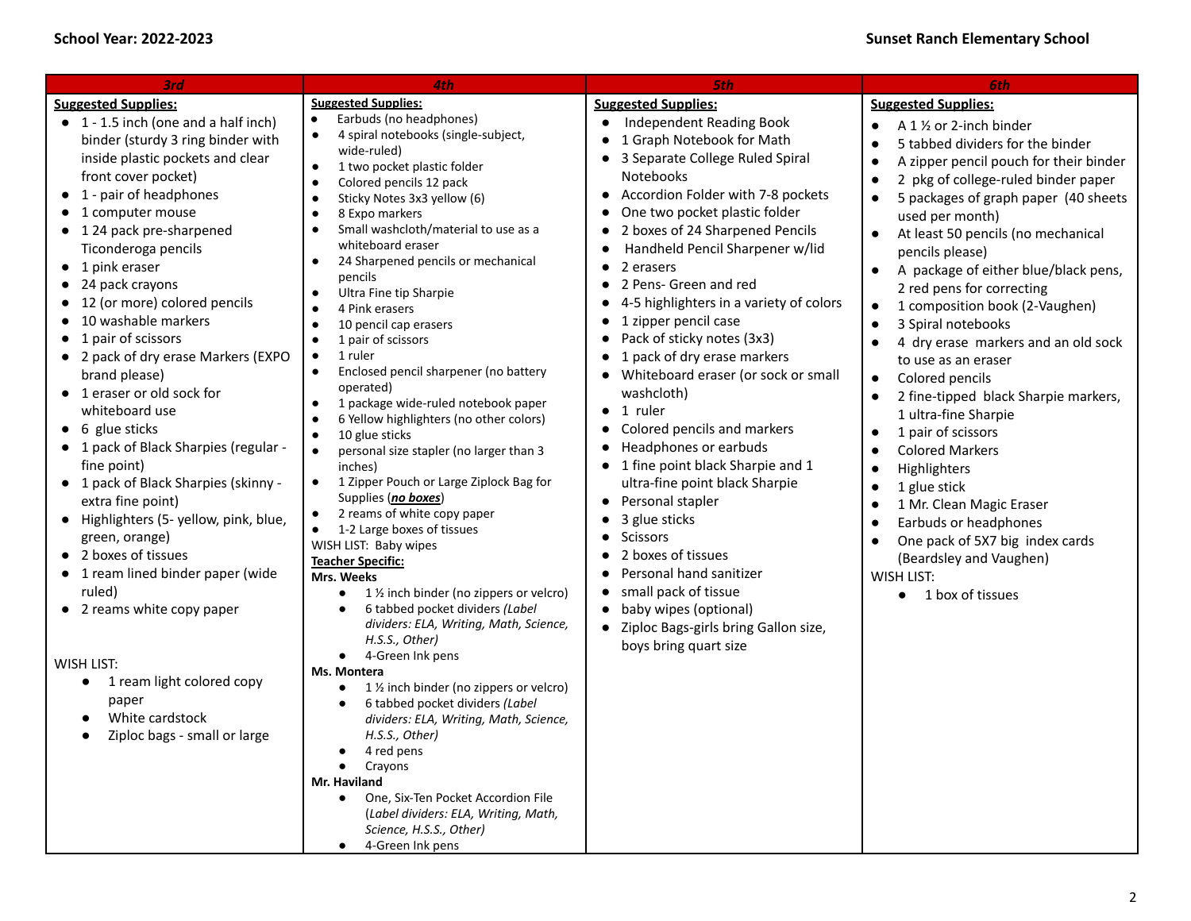| 3rd | 4th | 5th | 6th |
|---|---|---|---|
| **Suggested Supplies:**<br>● 1 - 1.5 inch (one and a half inch) binder (sturdy 3 ring binder with inside plastic pockets and clear front cover pocket)<br>● 1 - pair of headphones<br>● 1 computer mouse<br>● 1 24 pack pre-sharpened Ticonderoga pencils<br>● 1 pink eraser<br>● 24 pack crayons<br>● 12 (or more) colored pencils<br>● 10 washable markers<br>● 1 pair of scissors<br>● 2 pack of dry erase Markers (EXPO brand please)<br>● 1 eraser or old sock for whiteboard use<br>● 6 glue sticks<br>● 1 pack of Black Sharpies (regular - fine point)<br>● 1 pack of Black Sharpies (skinny - extra fine point)<br>● Highlighters (5- yellow, pink, blue, green, orange)<br>● 2 boxes of tissues<br>● 1 ream lined binder paper (wide ruled)<br>● 2 reams white copy paper<br><br>WISH LIST:<br>● 1 ream light colored copy paper<br>● White cardstock<br>● Ziploc bags - small or large | **Suggested Supplies:**<br>● Earbuds (no headphones)<br>● 4 spiral notebooks (single-subject, wide-ruled)<br>● 1 two pocket plastic folder<br>● Colored pencils 12 pack<br>● Sticky Notes 3x3 yellow (6)<br>● 8 Expo markers<br>● Small washcloth/material to use as a whiteboard eraser<br>● 24 Sharpened pencils or mechanical pencils<br>● Ultra Fine tip Sharpie<br>● 4 Pink erasers<br>● 10 pencil cap erasers<br>● 1 pair of scissors<br>● 1 ruler<br>● Enclosed pencil sharpener (no battery operated)<br>● 1 package wide-ruled notebook paper<br>● 6 Yellow highlighters (no other colors)<br>● 10 glue sticks<br>● personal size stapler (no larger than 3 inches)<br>● 1 Zipper Pouch or Large Ziplock Bag for Supplies (***no boxes***)<br>● 2 reams of white copy paper<br>● 1-2 Large boxes of tissues<br>WISH LIST: Baby wipes<br>**Teacher Specific:**<br>**Mrs. Weeks**<br>● 1 ½ inch binder (no zippers or velcro)<br>● 6 tabbed pocket dividers *(Label dividers: ELA, Writing, Math, Science, H.S.S., Other)*<br>● 4-Green Ink pens<br>**Ms. Montera**<br>● 1 ½ inch binder (no zippers or velcro)<br>● 6 tabbed pocket dividers *(Label dividers: ELA, Writing, Math, Science, H.S.S., Other)*<br>● 4 red pens<br>● Crayons<br>**Mr. Haviland**<br>● One, Six-Ten Pocket Accordion File (*Label dividers: ELA, Writing, Math, Science, H.S.S., Other)*<br>● 4-Green Ink pens | **Suggested Supplies:**<br>● Independent Reading Book<br>● 1 Graph Notebook for Math<br>● 3 Separate College Ruled Spiral Notebooks<br>● Accordion Folder with 7-8 pockets<br>● One two pocket plastic folder<br>● 2 boxes of 24 Sharpened Pencils<br>● Handheld Pencil Sharpener w/lid<br>● 2 erasers<br>● 2 Pens- Green and red<br>● 4-5 highlighters in a variety of colors<br>● 1 zipper pencil case<br>● Pack of sticky notes (3x3)<br>● 1 pack of dry erase markers<br>● Whiteboard eraser (or sock or small washcloth)<br>● 1 ruler<br>● Colored pencils and markers<br>● Headphones or earbuds<br>● 1 fine point black Sharpie and 1 ultra-fine point black Sharpie<br>● Personal stapler<br>● 3 glue sticks<br>● Scissors<br>● 2 boxes of tissues<br>● Personal hand sanitizer<br>● small pack of tissue<br>● baby wipes (optional)<br>● Ziploc Bags-girls bring Gallon size, boys bring quart size | **Suggested Supplies:**<br>● A 1 ½ or 2-inch binder<br>● 5 tabbed dividers for the binder<br>● A zipper pencil pouch for their binder<br>● 2 pkg of college-ruled binder paper<br>● 5 packages of graph paper (40 sheets used per month)<br>● At least 50 pencils (no mechanical pencils please)<br>● A package of either blue/black pens, 2 red pens for correcting<br>● 1 composition book (2-Vaughen)<br>● 3 Spiral notebooks<br>● 4 dry erase markers and an old sock to use as an eraser<br>● Colored pencils<br>● 2 fine-tipped black Sharpie markers, 1 ultra-fine Sharpie<br>● 1 pair of scissors<br>● Colored Markers<br>● Highlighters<br>● 1 glue stick<br>● 1 Mr. Clean Magic Eraser<br>● Earbuds or headphones<br>● One pack of 5X7 big index cards (Beardsley and Vaughen)<br>WISH LIST:<br>● 1 box of tissues |